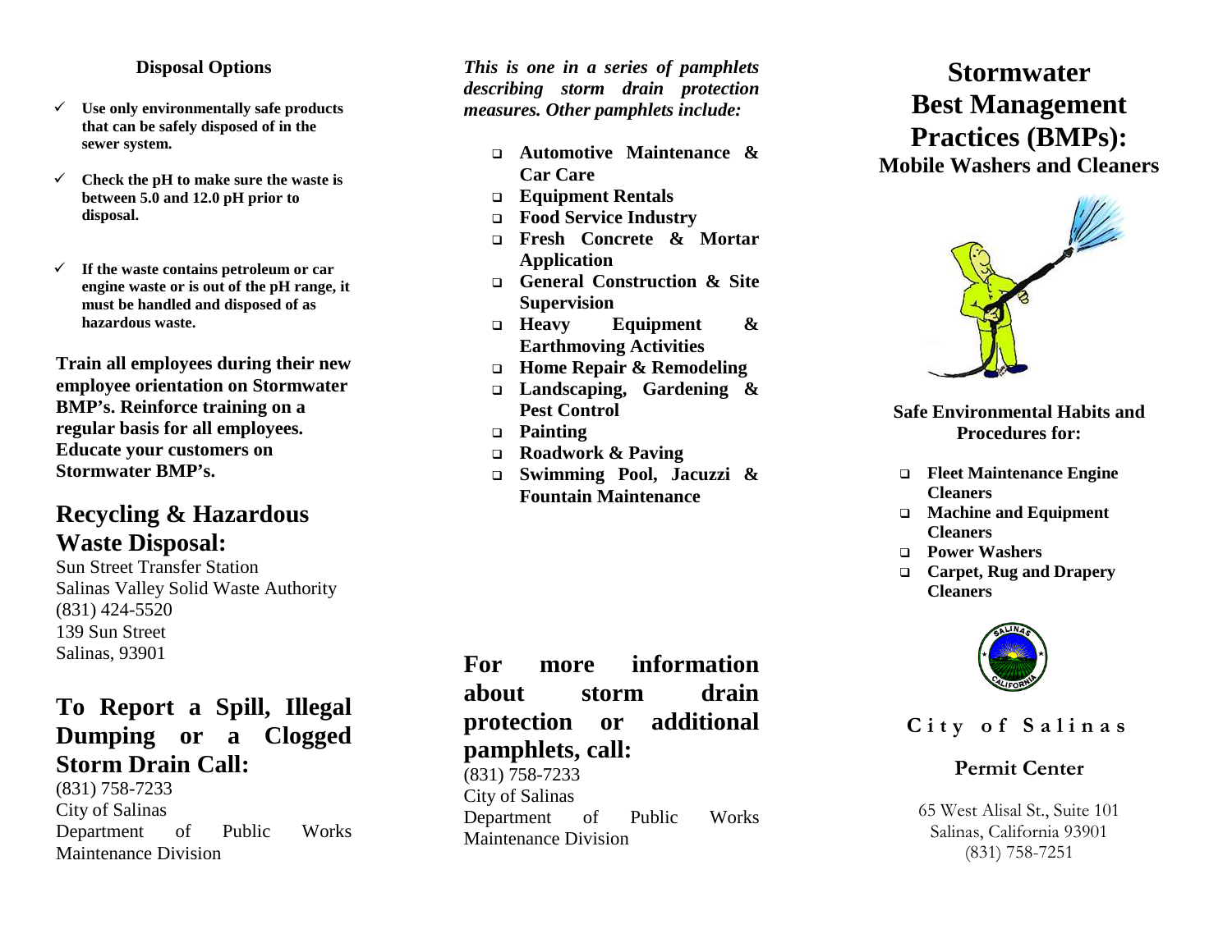### Disposal Options

- ✓ **Use only environmentally safe products that can be safely disposed of in the sewer system.**
- ✓ **Check the pH to make sure the waste is between 5.0 and 12.0 pH prior to disposal.**
- ✓ **If the waste contains petroleum or car engine waste or is out of the pH range, it must be handled and disposed of as hazardous waste.**

**Train all employees during their new employee orientation on Stormwater BMP's. Reinforce training on a regular basis for all employees. Educate your customers on Stormwater BMP's.**

## Recycling & Hazardous Waste Disposal:

Sun Street Transfer Station
Salinas Valley Solid Waste Authority
(831) 424-5520
139 Sun Street
Salinas, 93901

## To Report a Spill, Illegal Dumping or a Clogged Storm Drain Call:

(831) 758-7233
City of Salinas
Department of Public Works Maintenance Division

***This is one in a series of pamphlets describing storm drain protection measures. Other pamphlets include:***

- **Automotive Maintenance & Car Care**
- **Equipment Rentals**
- **Food Service Industry**
- **Fresh Concrete & Mortar Application**
- **General Construction & Site Supervision**
- **Heavy Equipment & Earthmoving Activities**
- **Home Repair & Remodeling**
- **Landscaping, Gardening & Pest Control**
- **Painting**
- **Roadwork & Paving**
- **Swimming Pool, Jacuzzi & Fountain Maintenance**

## For more information about storm drain protection or additional pamphlets, call:

(831) 758-7233
City of Salinas
Department of Public Works Maintenance Division

# Stormwater Best Management Practices (BMPs):

## Mobile Washers and Cleaners

**Safe Environmental Habits and Procedures for:**

- **Fleet Maintenance Engine Cleaners**
- **Machine and Equipment Cleaners**
- **Power Washers**
- **Carpet, Rug and Drapery Cleaners**

**City of Salinas**

**Permit Center**

65 West Alisal St., Suite 101
Salinas, California 93901
(831) 758-7251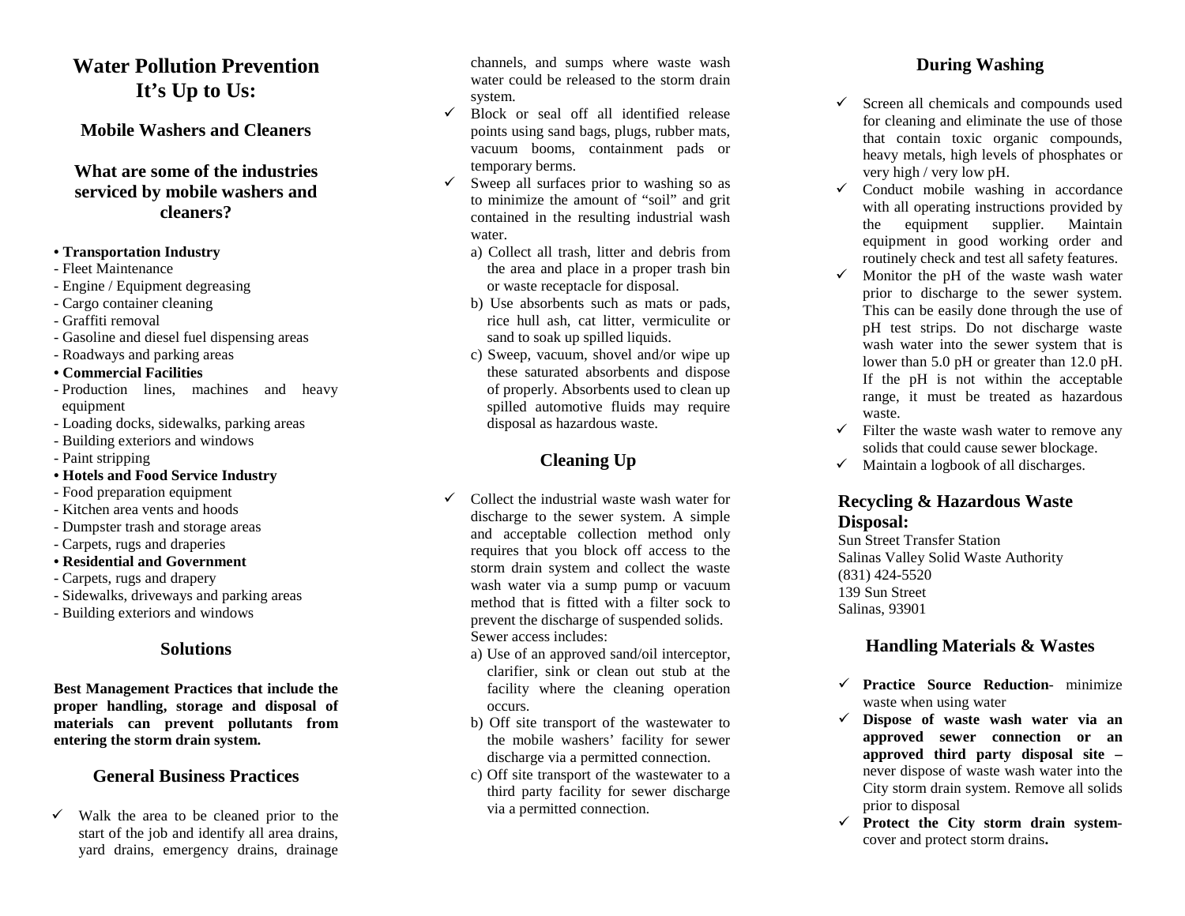# Water Pollution Prevention It's Up to Us:

## Mobile Washers and Cleaners

### What are some of the industries serviced by mobile washers and cleaners?

- **Transportation Industry**
  - Fleet Maintenance
  - Engine / Equipment degreasing
  - Cargo container cleaning
  - Graffiti removal
  - Gasoline and diesel fuel dispensing areas
  - Roadways and parking areas
- **Commercial Facilities**
  - Production lines, machines and heavy equipment
  - Loading docks, sidewalks, parking areas
  - Building exteriors and windows
  - Paint stripping
- **Hotels and Food Service Industry**
  - Food preparation equipment
  - Kitchen area vents and hoods
  - Dumpster trash and storage areas
  - Carpets, rugs and draperies
- **Residential and Government**
  - Carpets, rugs and drapery
  - Sidewalks, driveways and parking areas
  - Building exteriors and windows

## Solutions

**Best Management Practices that include the proper handling, storage and disposal of materials can prevent pollutants from entering the storm drain system.**

## General Business Practices

- ✓ Walk the area to be cleaned prior to the start of the job and identify all area drains, yard drains, emergency drains, drainage channels, and sumps where waste wash water could be released to the storm drain system.
- ✓ Block or seal off all identified release points using sand bags, plugs, rubber mats, vacuum booms, containment pads or temporary berms.
- ✓ Sweep all surfaces prior to washing so as to minimize the amount of "soil" and grit contained in the resulting industrial wash water.
  - a) Collect all trash, litter and debris from the area and place in a proper trash bin or waste receptacle for disposal.
  - b) Use absorbents such as mats or pads, rice hull ash, cat litter, vermiculite or sand to soak up spilled liquids.
  - c) Sweep, vacuum, shovel and/or wipe up these saturated absorbents and dispose of properly. Absorbents used to clean up spilled automotive fluids may require disposal as hazardous waste.

## Cleaning Up

- ✓ Collect the industrial waste wash water for discharge to the sewer system. A simple and acceptable collection method only requires that you block off access to the storm drain system and collect the waste wash water via a sump pump or vacuum method that is fitted with a filter sock to prevent the discharge of suspended solids.
  
  Sewer access includes:
  - a) Use of an approved sand/oil interceptor, clarifier, sink or clean out stub at the facility where the cleaning operation occurs.
  - b) Off site transport of the wastewater to the mobile washers' facility for sewer discharge via a permitted connection.
  - c) Off site transport of the wastewater to a third party facility for sewer discharge via a permitted connection.

## During Washing

- ✓ Screen all chemicals and compounds used for cleaning and eliminate the use of those that contain toxic organic compounds, heavy metals, high levels of phosphates or very high / very low pH.
- ✓ Conduct mobile washing in accordance with all operating instructions provided by the equipment supplier. Maintain equipment in good working order and routinely check and test all safety features.
- ✓ Monitor the pH of the waste wash water prior to discharge to the sewer system. This can be easily done through the use of pH test strips. Do not discharge waste wash water into the sewer system that is lower than 5.0 pH or greater than 12.0 pH. If the pH is not within the acceptable range, it must be treated as hazardous waste.
- ✓ Filter the waste wash water to remove any solids that could cause sewer blockage.
- ✓ Maintain a logbook of all discharges.

## Recycling & Hazardous Waste Disposal:

Sun Street Transfer Station
Salinas Valley Solid Waste Authority
(831) 424-5520
139 Sun Street
Salinas, 93901

## Handling Materials & Wastes

- ✓ **Practice Source Reduction**- minimize waste when using water
- ✓ **Dispose of waste wash water via an approved sewer connection or an approved third party disposal site –** never dispose of waste wash water into the City storm drain system. Remove all solids prior to disposal
- ✓ **Protect the City storm drain system-** cover and protect storm drains**.**